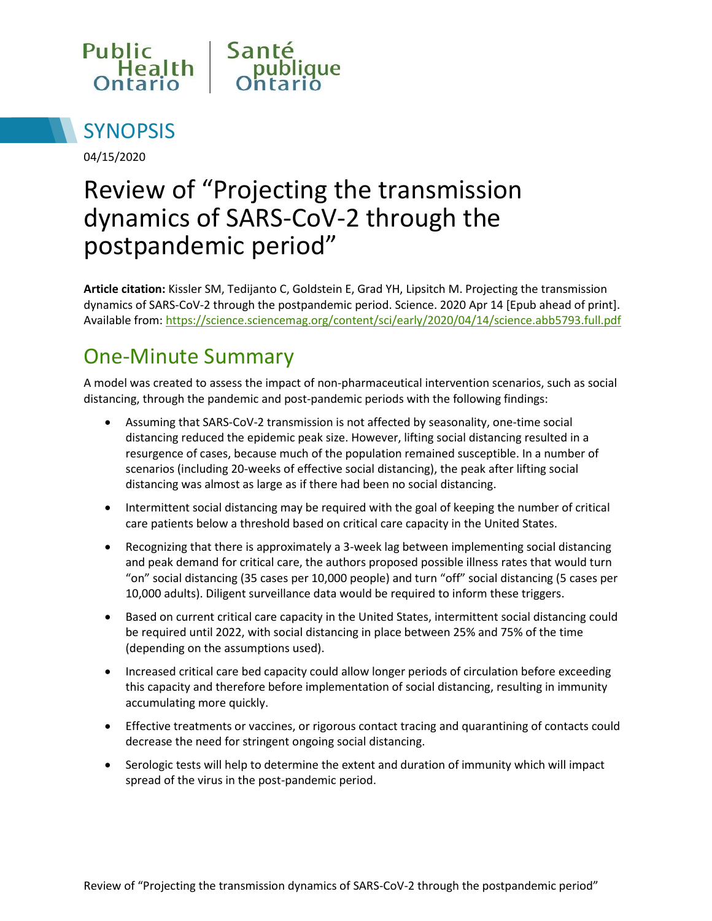Public Health Ontario | Santé publique Ontario

# SYNOPSIS

04/15/2020

# Review of “Projecting the transmission dynamics of SARS-CoV-2 through the postpandemic period”

**Article citation:** Kissler SM, Tedijanto C, Goldstein E, Grad YH, Lipsitch M. Projecting the transmission dynamics of SARS-CoV-2 through the postpandemic period. Science. 2020 Apr 14 [Epub ahead of print]. Available from: https://science.sciencemag.org/content/sci/early/2020/04/14/science.abb5793.full.pdf

## One-Minute Summary

A model was created to assess the impact of non-pharmaceutical intervention scenarios, such as social distancing, through the pandemic and post-pandemic periods with the following findings:

- Assuming that SARS-CoV-2 transmission is not affected by seasonality, one-time social distancing reduced the epidemic peak size. However, lifting social distancing resulted in a resurgence of cases, because much of the population remained susceptible. In a number of scenarios (including 20-weeks of effective social distancing), the peak after lifting social distancing was almost as large as if there had been no social distancing.
- Intermittent social distancing may be required with the goal of keeping the number of critical care patients below a threshold based on critical care capacity in the United States.
- Recognizing that there is approximately a 3-week lag between implementing social distancing and peak demand for critical care, the authors proposed possible illness rates that would turn “on” social distancing (35 cases per 10,000 people) and turn “off” social distancing (5 cases per 10,000 adults). Diligent surveillance data would be required to inform these triggers.
- Based on current critical care capacity in the United States, intermittent social distancing could be required until 2022, with social distancing in place between 25% and 75% of the time (depending on the assumptions used).
- Increased critical care bed capacity could allow longer periods of circulation before exceeding this capacity and therefore before implementation of social distancing, resulting in immunity accumulating more quickly.
- Effective treatments or vaccines, or rigorous contact tracing and quarantining of contacts could decrease the need for stringent ongoing social distancing.
- Serologic tests will help to determine the extent and duration of immunity which will impact spread of the virus in the post-pandemic period.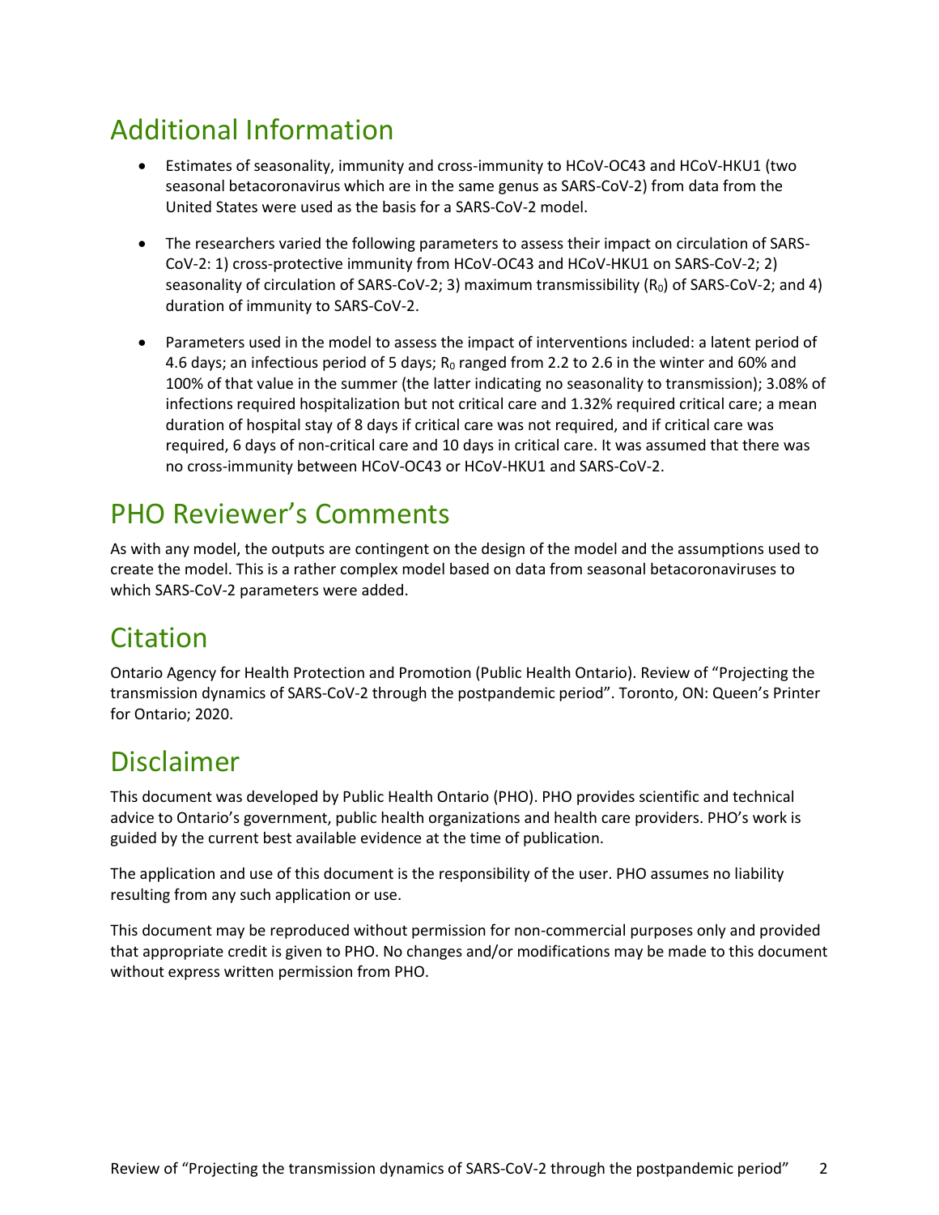## Additional Information

- Estimates of seasonality, immunity and cross-immunity to HCoV-OC43 and HCoV-HKU1 (two seasonal betacoronavirus which are in the same genus as SARS-CoV-2) from data from the United States were used as the basis for a SARS-CoV-2 model.
- The researchers varied the following parameters to assess their impact on circulation of SARS-CoV-2: 1) cross-protective immunity from HCoV-OC43 and HCoV-HKU1 on SARS-CoV-2; 2) seasonality of circulation of SARS-CoV-2; 3) maximum transmissibility ($R_0$) of SARS-CoV-2; and 4) duration of immunity to SARS-CoV-2.
- Parameters used in the model to assess the impact of interventions included: a latent period of 4.6 days; an infectious period of 5 days; $R_0$ ranged from 2.2 to 2.6 in the winter and 60% and 100% of that value in the summer (the latter indicating no seasonality to transmission); 3.08% of infections required hospitalization but not critical care and 1.32% required critical care; a mean duration of hospital stay of 8 days if critical care was not required, and if critical care was required, 6 days of non-critical care and 10 days in critical care. It was assumed that there was no cross-immunity between HCoV-OC43 or HCoV-HKU1 and SARS-CoV-2.

## PHO Reviewer's Comments

As with any model, the outputs are contingent on the design of the model and the assumptions used to create the model. This is a rather complex model based on data from seasonal betacoronaviruses to which SARS-CoV-2 parameters were added.

## Citation

Ontario Agency for Health Protection and Promotion (Public Health Ontario). Review of "Projecting the transmission dynamics of SARS-CoV-2 through the postpandemic period". Toronto, ON: Queen's Printer for Ontario; 2020.

## Disclaimer

This document was developed by Public Health Ontario (PHO). PHO provides scientific and technical advice to Ontario's government, public health organizations and health care providers. PHO's work is guided by the current best available evidence at the time of publication.

The application and use of this document is the responsibility of the user. PHO assumes no liability resulting from any such application or use.

This document may be reproduced without permission for non-commercial purposes only and provided that appropriate credit is given to PHO. No changes and/or modifications may be made to this document without express written permission from PHO.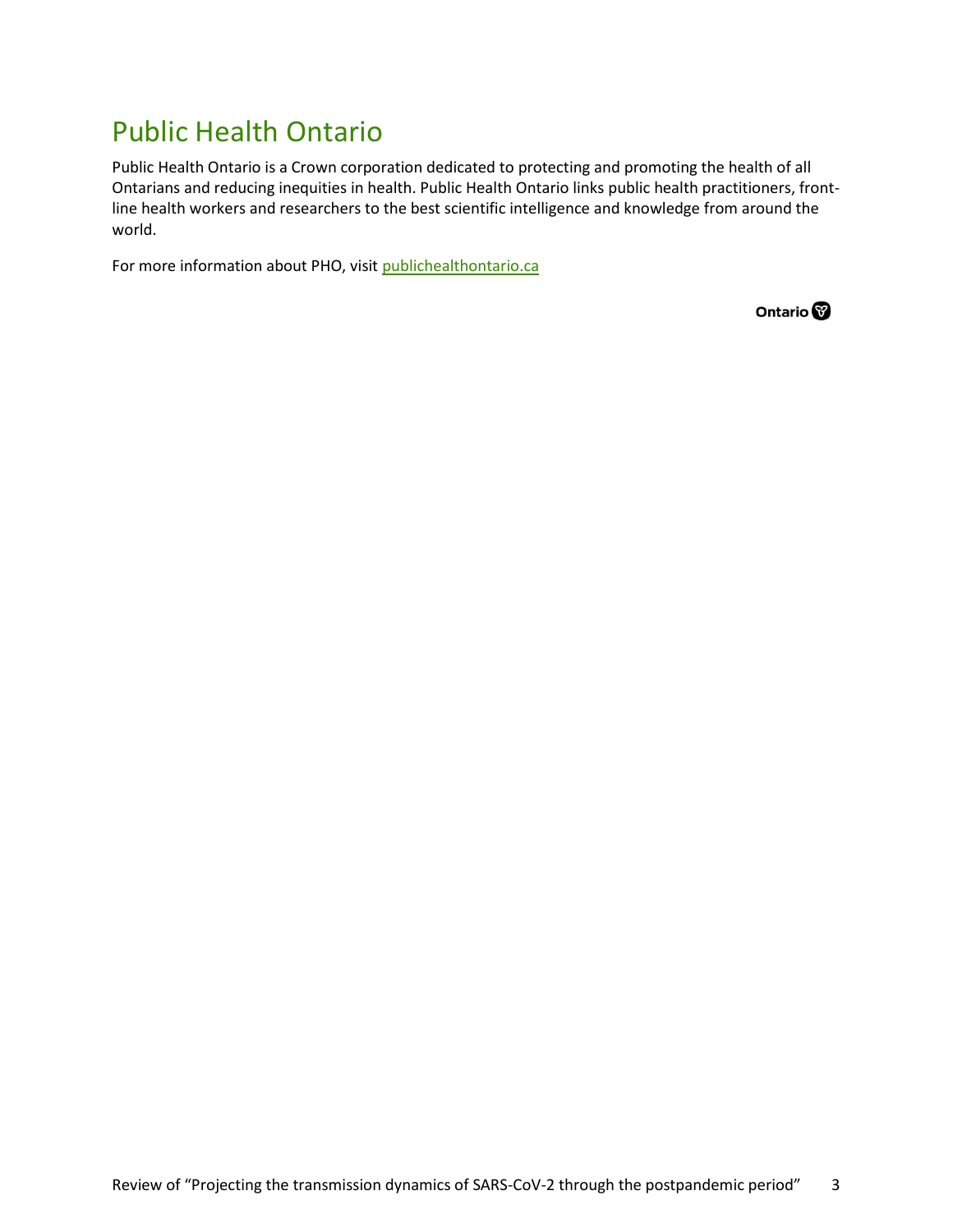# Public Health Ontario

Public Health Ontario is a Crown corporation dedicated to protecting and promoting the health of all Ontarians and reducing inequities in health. Public Health Ontario links public health practitioners, front-line health workers and researchers to the best scientific intelligence and knowledge from around the world.

For more information about PHO, visit publichealthontario.ca

Ontario